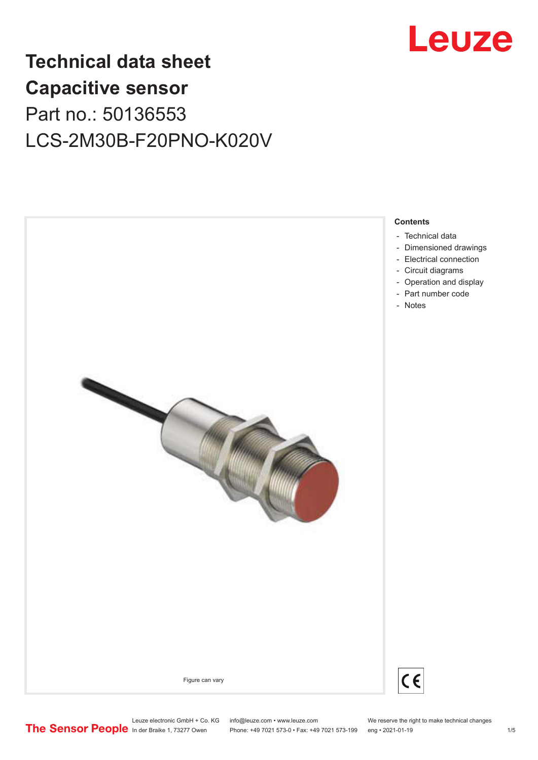# Technical data sheet
# Capacitive sensor

Part no.: 50136553

LCS-2M30B-F20PNO-K020V

Figure can vary

**Contents**

- Technical data
- Dimensioned drawings
- Electrical connection
- Circuit diagrams
- Operation and display
- Part number code
- Notes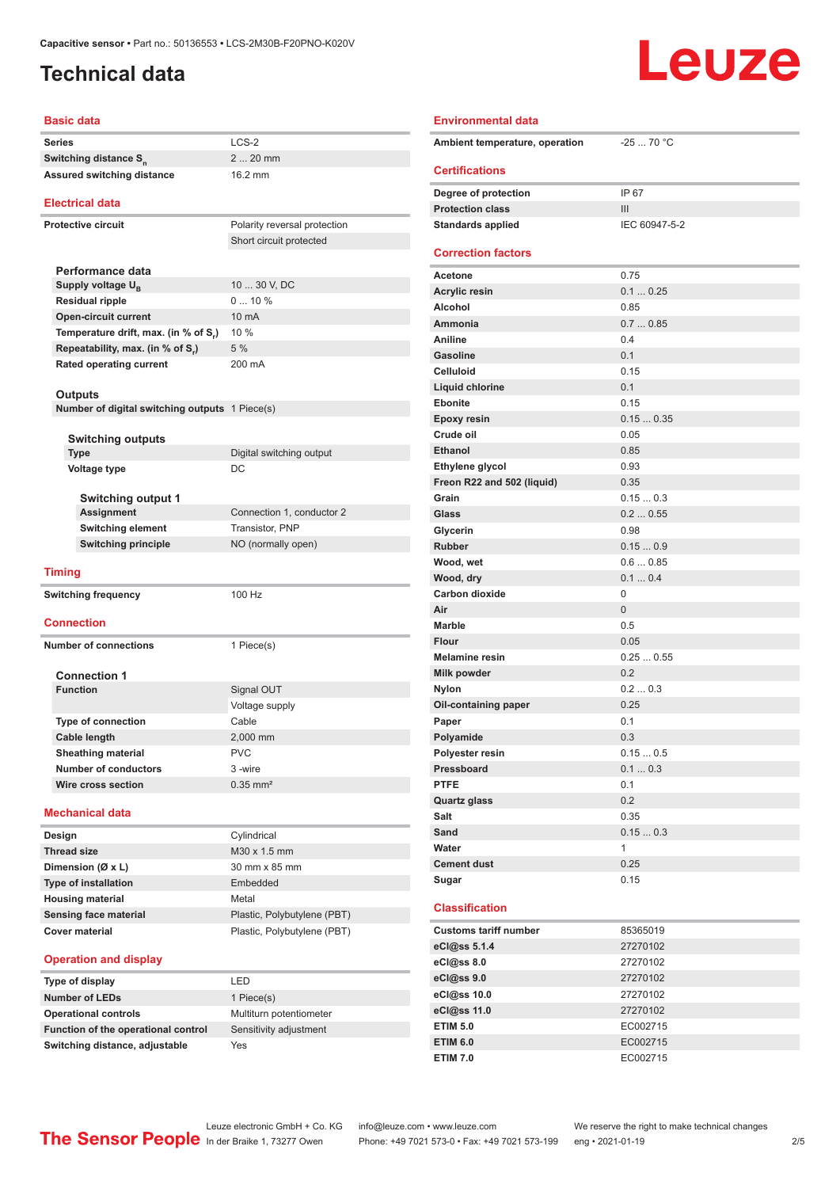Capacitive sensor • Part no.: 50136553 • LCS-2M30B-F20PNO-K020V

# Technical data

## Basic data

| | |
|---|---|
| Series | LCS-2 |
| Switching distance $S_n$ | 2 ... 20 mm |
| Assured switching distance | 16.2 mm |

## Electrical data

| | |
|---|---|
| Protective circuit | Polarity reversal protection |
| | Short circuit protected |

### Performance data

| | |
|---|---|
| Supply voltage $U_B$ | 10 ... 30 V, DC |
| Residual ripple | 0 ... 10 % |
| Open-circuit current | 10 mA |
| Temperature drift, max. (in % of $S_r$) | 10 % |
| Repeatability, max. (in % of $S_r$) | 5 % |
| Rated operating current | 200 mA |

### Outputs

| | |
|---|---|
| Number of digital switching outputs | 1 Piece(s) |

#### Switching outputs

| | |
|---|---|
| Type | Digital switching output |
| Voltage type | DC |

##### Switching output 1

| | |
|---|---|
| Assignment | Connection 1, conductor 2 |
| Switching element | Transistor, PNP |
| Switching principle | NO (normally open) |

## Timing

| | |
|---|---|
| Switching frequency | 100 Hz |

## Connection

| | |
|---|---|
| Number of connections | 1 Piece(s) |

### Connection 1

| | |
|---|---|
| Function | Signal OUT |
| | Voltage supply |
| Type of connection | Cable |
| Cable length | 2,000 mm |
| Sheathing material | PVC |
| Number of conductors | 3 -wire |
| Wire cross section | 0.35 mm² |

## Mechanical data

| | |
|---|---|
| Design | Cylindrical |
| Thread size | M30 x 1.5 mm |
| Dimension (Ø x L) | 30 mm x 85 mm |
| Type of installation | Embedded |
| Housing material | Metal |
| Sensing face material | Plastic, Polybutylene (PBT) |
| Cover material | Plastic, Polybutylene (PBT) |

## Operation and display

| | |
|---|---|
| Type of display | LED |
| Number of LEDs | 1 Piece(s) |
| Operational controls | Multiturn potentiometer |
| Function of the operational control | Sensitivity adjustment |
| Switching distance, adjustable | Yes |

## Environmental data

| | |
|---|---|
| Ambient temperature, operation | -25 ... 70 °C |

## Certifications

| | |
|---|---|
| Degree of protection | IP 67 |
| Protection class | III |
| Standards applied | IEC 60947-5-2 |

## Correction factors

| | |
|---|---|
| Acetone | 0.75 |
| Acrylic resin | 0.1 ... 0.25 |
| Alcohol | 0.85 |
| Ammonia | 0.7 ... 0.85 |
| Aniline | 0.4 |
| Gasoline | 0.1 |
| Celluloid | 0.15 |
| Liquid chlorine | 0.1 |
| Ebonite | 0.15 |
| Epoxy resin | 0.15 ... 0.35 |
| Crude oil | 0.05 |
| Ethanol | 0.85 |
| Ethylene glycol | 0.93 |
| Freon R22 and 502 (liquid) | 0.35 |
| Grain | 0.15 ... 0.3 |
| Glass | 0.2 ... 0.55 |
| Glycerin | 0.98 |
| Rubber | 0.15 ... 0.9 |
| Wood, wet | 0.6 ... 0.85 |
| Wood, dry | 0.1 ... 0.4 |
| Carbon dioxide | 0 |
| Air | 0 |
| Marble | 0.5 |
| Flour | 0.05 |
| Melamine resin | 0.25 ... 0.55 |
| Milk powder | 0.2 |
| Nylon | 0.2 ... 0.3 |
| Oil-containing paper | 0.25 |
| Paper | 0.1 |
| Polyamide | 0.3 |
| Polyester resin | 0.15 ... 0.5 |
| Pressboard | 0.1 ... 0.3 |
| PTFE | 0.1 |
| Quartz glass | 0.2 |
| Salt | 0.35 |
| Sand | 0.15 ... 0.3 |
| Water | 1 |
| Cement dust | 0.25 |
| Sugar | 0.15 |

## Classification

| | |
|---|---|
| Customs tariff number | 85365019 |
| eCl@ss 5.1.4 | 27270102 |
| eCl@ss 8.0 | 27270102 |
| eCl@ss 9.0 | 27270102 |
| eCl@ss 10.0 | 27270102 |
| eCl@ss 11.0 | 27270102 |
| ETIM 5.0 | EC002715 |
| ETIM 6.0 | EC002715 |
| ETIM 7.0 | EC002715 |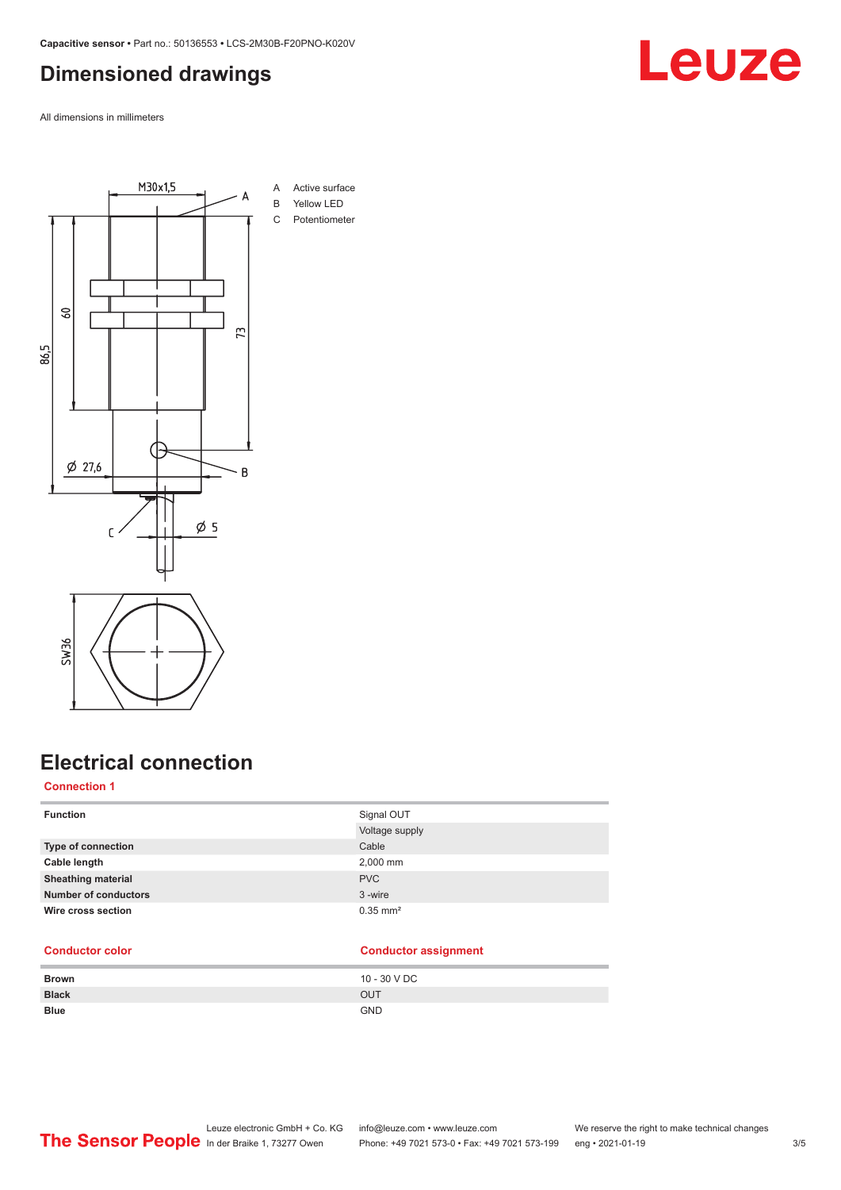## Dimensioned drawings

All dimensions in millimeters

A Active surface
B Yellow LED
C Potentiometer

## Electrical connection

**Connection 1**

| Function | Signal OUT |
|---|---|
| | Voltage supply |
| **Type of connection** | Cable |
| **Cable length** | 2,000 mm |
| **Sheathing material** | PVC |
| **Number of conductors** | 3 -wire |
| **Wire cross section** | 0.35 mm² |

| Conductor color | Conductor assignment |
|---|---|
| **Brown** | 10 - 30 V DC |
| **Black** | OUT |
| **Blue** | GND |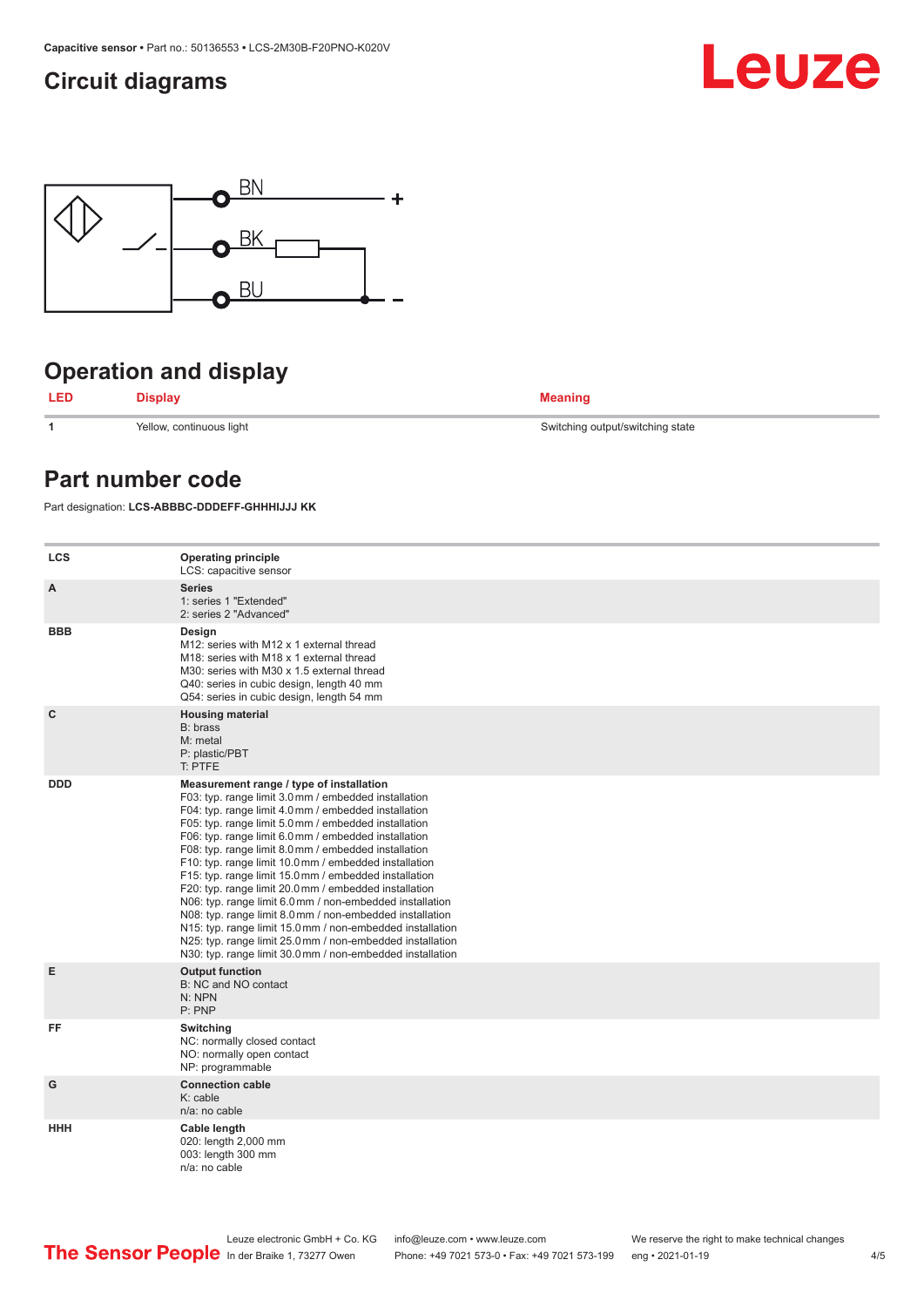## Circuit diagrams

BN +

BK

BU -

## Operation and display

| LED | Display | Meaning |
|---|---|---|
| 1 | Yellow, continuous light | Switching output/switching state |

## Part number code

Part designation: **LCS-ABBBC-DDDEFF-GHHHIJJJ KK**

| | |
|---|---|
| **LCS** | **Operating principle**<br>LCS: capacitive sensor |
| **A** | **Series**<br>1: series 1 "Extended"<br>2: series 2 "Advanced" |
| **BBB** | **Design**<br>M12: series with M12 x 1 external thread<br>M18: series with M18 x 1 external thread<br>M30: series with M30 x 1.5 external thread<br>Q40: series in cubic design, length 40 mm<br>Q54: series in cubic design, length 54 mm |
| **C** | **Housing material**<br>B: brass<br>M: metal<br>P: plastic/PBT<br>T: PTFE |
| **DDD** | **Measurement range / type of installation**<br>F03: typ. range limit 3.0 mm / embedded installation<br>F04: typ. range limit 4.0 mm / embedded installation<br>F05: typ. range limit 5.0 mm / embedded installation<br>F06: typ. range limit 6.0 mm / embedded installation<br>F08: typ. range limit 8.0 mm / embedded installation<br>F10: typ. range limit 10.0 mm / embedded installation<br>F15: typ. range limit 15.0 mm / embedded installation<br>F20: typ. range limit 20.0 mm / embedded installation<br>N06: typ. range limit 6.0 mm / non-embedded installation<br>N08: typ. range limit 8.0 mm / non-embedded installation<br>N15: typ. range limit 15.0 mm / non-embedded installation<br>N25: typ. range limit 25.0 mm / non-embedded installation<br>N30: typ. range limit 30.0 mm / non-embedded installation |
| **E** | **Output function**<br>B: NC and NO contact<br>N: NPN<br>P: PNP |
| **FF** | **Switching**<br>NC: normally closed contact<br>NO: normally open contact<br>NP: programmable |
| **G** | **Connection cable**<br>K: cable<br>n/a: no cable |
| **HHH** | **Cable length**<br>020: length 2,000 mm<br>003: length 300 mm<br>n/a: no cable |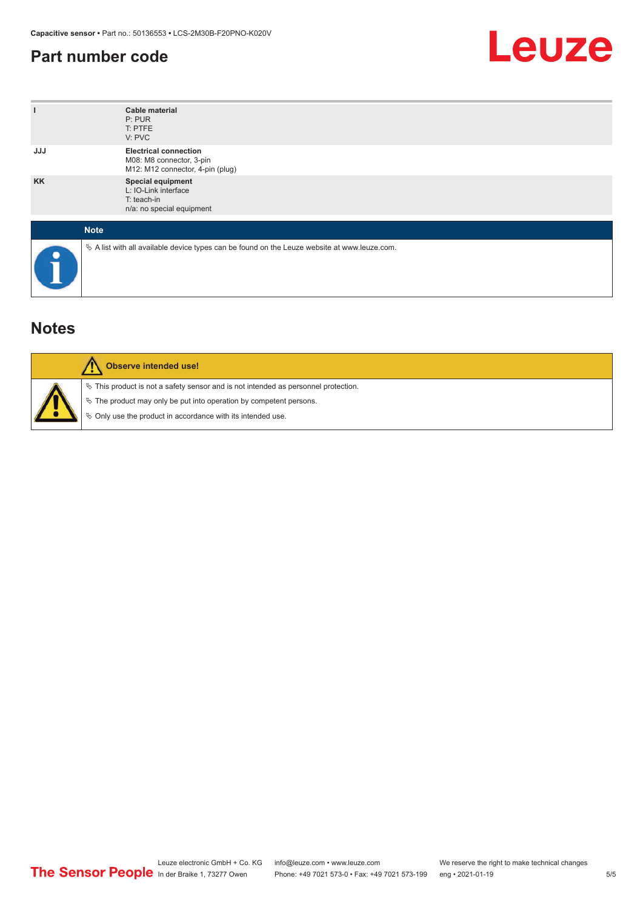## Part number code

| | |
|---|---|
| I | **Cable material**<br>P: PUR<br>T: PTFE<br>V: PVC |
| JJJ | **Electrical connection**<br>M08: M8 connector, 3-pin<br>M12: M12 connector, 4-pin (plug) |
| KK | **Special equipment**<br>L: IO-Link interface<br>T: teach-in<br>n/a: no special equipment |

**Note**

↳ A list with all available device types can be found on the Leuze website at www.leuze.com.

## Notes

**Observe intended use!**

↳ This product is not a safety sensor and is not intended as personnel protection.

↳ The product may only be put into operation by competent persons.

↳ Only use the product in accordance with its intended use.